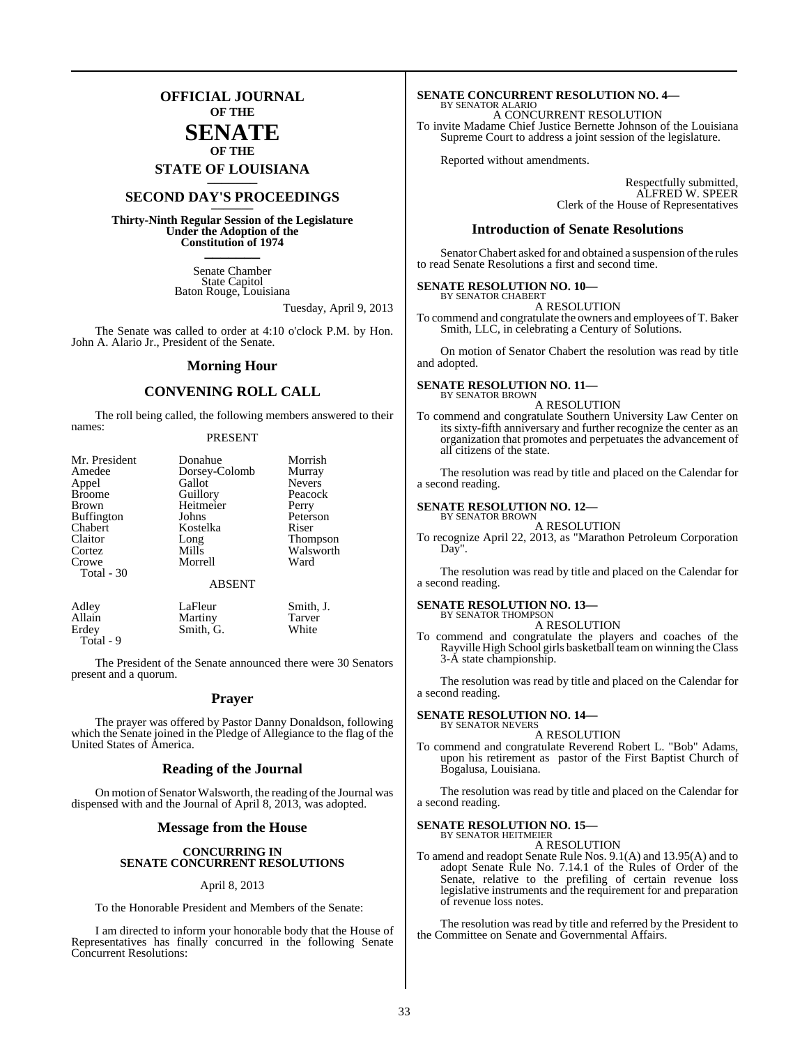# OFFICIAL JOURNAL OF THE SENATE OF THE STATE OF LOUISIANA

## SECOND DAY'S PROCEEDINGS

**Thirty-Ninth Regular Session of the Legislature Under the Adoption of the Constitution of 1974**

Senate Chamber
State Capitol
Baton Rouge, Louisiana

Tuesday, April 9, 2013

The Senate was called to order at 4:10 o'clock P.M. by Hon. John A. Alario Jr., President of the Senate.

### Morning Hour

### CONVENING ROLL CALL

The roll being called, the following members answered to their names:

PRESENT

| | | |
|---|---|---|
| Mr. President | Donahue | Morrish |
| Amedee | Dorsey-Colomb | Murray |
| Appel | Gallot | Nevers |
| Broome | Guillory | Peacock |
| Brown | Heitmeier | Perry |
| Buffington | Johns | Peterson |
| Chabert | Kostelka | Riser |
| Claitor | Long | Thompson |
| Cortez | Mills | Walsworth |
| Crowe | Morrell | Ward |
| Total - 30 | | |

ABSENT

| | | |
|---|---|---|
| Adley | LaFleur | Smith, J. |
| Allain | Martiny | Tarver |
| Erdey | Smith, G. | White |
| Total - 9 | | |

The President of the Senate announced there were 30 Senators present and a quorum.

### Prayer

The prayer was offered by Pastor Danny Donaldson, following which the Senate joined in the Pledge of Allegiance to the flag of the United States of America.

### Reading of the Journal

On motion of Senator Walsworth, the reading of the Journal was dispensed with and the Journal of April 8, 2013, was adopted.

### Message from the House

**CONCURRING IN SENATE CONCURRENT RESOLUTIONS**

April 8, 2013

To the Honorable President and Members of the Senate:

I am directed to inform your honorable body that the House of Representatives has finally concurred in the following Senate Concurrent Resolutions:

**SENATE CONCURRENT RESOLUTION NO. 4—**
BY SENATOR ALARIO
A CONCURRENT RESOLUTION
To invite Madame Chief Justice Bernette Johnson of the Louisiana Supreme Court to address a joint session of the legislature.

Reported without amendments.

Respectfully submitted,
ALFRED W. SPEER
Clerk of the House of Representatives

### Introduction of Senate Resolutions

Senator Chabert asked for and obtained a suspension of the rules to read Senate Resolutions a first and second time.

**SENATE RESOLUTION NO. 10—**
BY SENATOR CHABERT
A RESOLUTION
To commend and congratulate the owners and employees of T. Baker Smith, LLC, in celebrating a Century of Solutions.

On motion of Senator Chabert the resolution was read by title and adopted.

**SENATE RESOLUTION NO. 11—**
BY SENATOR BROWN
A RESOLUTION
To commend and congratulate Southern University Law Center on its sixty-fifth anniversary and further recognize the center as an organization that promotes and perpetuates the advancement of all citizens of the state.

The resolution was read by title and placed on the Calendar for a second reading.

**SENATE RESOLUTION NO. 12—**
BY SENATOR BROWN
A RESOLUTION
To recognize April 22, 2013, as "Marathon Petroleum Corporation Day".

The resolution was read by title and placed on the Calendar for a second reading.

**SENATE RESOLUTION NO. 13—**
BY SENATOR THOMPSON
A RESOLUTION
To commend and congratulate the players and coaches of the Rayville High School girls basketball team on winning the Class 3-A state championship.

The resolution was read by title and placed on the Calendar for a second reading.

**SENATE RESOLUTION NO. 14—**
BY SENATOR NEVERS
A RESOLUTION
To commend and congratulate Reverend Robert L. "Bob" Adams, upon his retirement as pastor of the First Baptist Church of Bogalusa, Louisiana.

The resolution was read by title and placed on the Calendar for a second reading.

**SENATE RESOLUTION NO. 15—**
BY SENATOR HEITMEIER
A RESOLUTION
To amend and readopt Senate Rule Nos. 9.1(A) and 13.95(A) and to adopt Senate Rule No. 7.14.1 of the Rules of Order of the Senate, relative to the prefiling of certain revenue loss legislative instruments and the requirement for and preparation of revenue loss notes.

The resolution was read by title and referred by the President to the Committee on Senate and Governmental Affairs.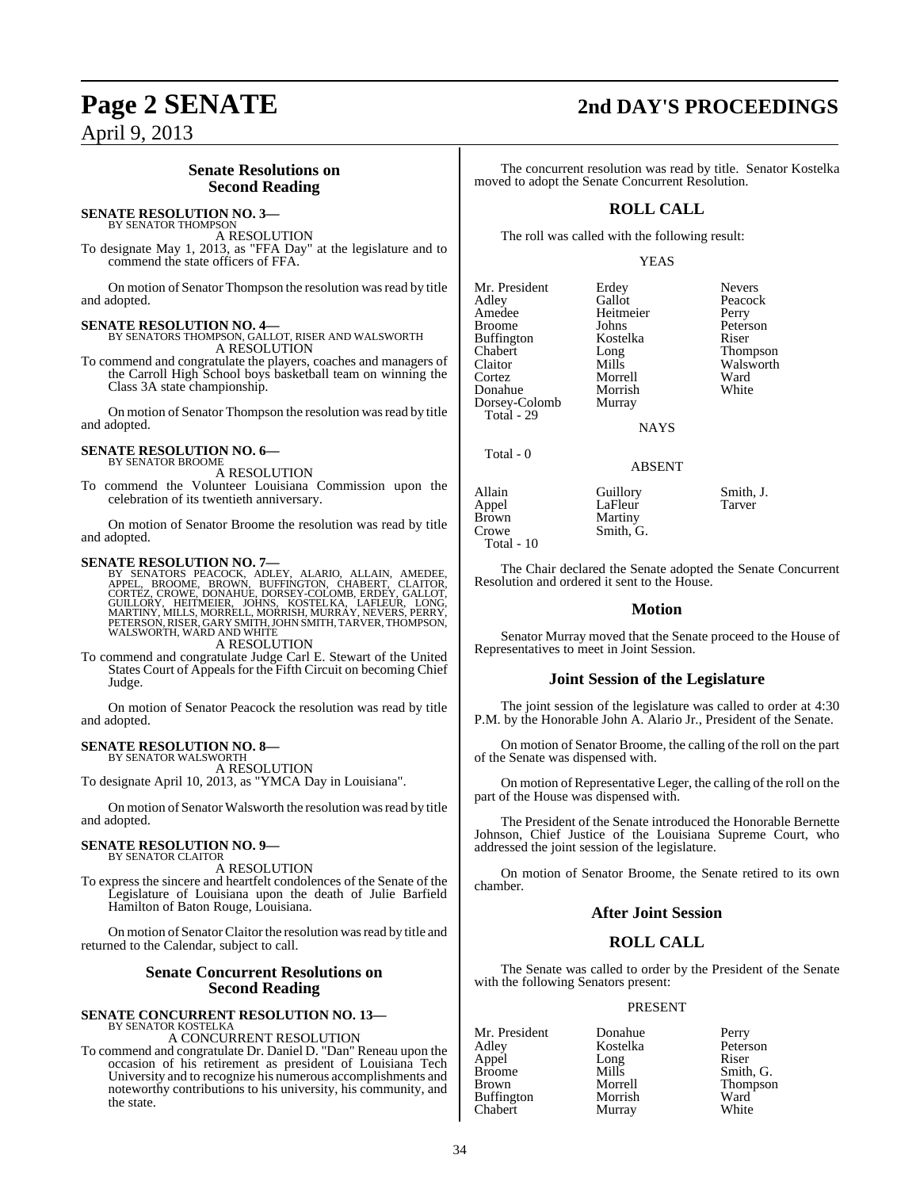## Senate Resolutions on Second Reading

**SENATE RESOLUTION NO. 3—**
BY SENATOR THOMPSON

A RESOLUTION

To designate May 1, 2013, as "FFA Day" at the legislature and to commend the state officers of FFA.

On motion of Senator Thompson the resolution was read by title and adopted.

**SENATE RESOLUTION NO. 4—**
BY SENATORS THOMPSON, GALLOT, RISER AND WALSWORTH

A RESOLUTION

To commend and congratulate the players, coaches and managers of the Carroll High School boys basketball team on winning the Class 3A state championship.

On motion of Senator Thompson the resolution was read by title and adopted.

**SENATE RESOLUTION NO. 6—**
BY SENATOR BROOME

A RESOLUTION

To commend the Volunteer Louisiana Commission upon the celebration of its twentieth anniversary.

On motion of Senator Broome the resolution was read by title and adopted.

**SENATE RESOLUTION NO. 7—**
BY SENATORS PEACOCK, ADLEY, ALARIO, ALLAIN, AMEDEE, APPEL, BROOME, BROWN, BUFFINGTON, CHABERT, CLAITOR, CORTEZ, CROWE, DONAHUE, DORSEY-COLOMB, ERDEY, GALLOT, GUILLORY, HEITMEIER, JOHNS, KOSTELKA, LAFLEUR, LONG, MARTINY, MILLS, MORRELL, MORRISH, MURRAY, NEVERS, PERRY, PETERSON, RISER, GARY SMITH, JOHN SMITH, TARVER, THOMPSON, WALSWORTH, WARD AND WHITE

A RESOLUTION

To commend and congratulate Judge Carl E. Stewart of the United States Court of Appeals for the Fifth Circuit on becoming Chief Judge.

On motion of Senator Peacock the resolution was read by title and adopted.

**SENATE RESOLUTION NO. 8—**
BY SENATOR WALSWORTH

A RESOLUTION

To designate April 10, 2013, as "YMCA Day in Louisiana".

On motion of Senator Walsworth the resolution was read by title and adopted.

**SENATE RESOLUTION NO. 9—**
BY SENATOR CLAITOR

A RESOLUTION

To express the sincere and heartfelt condolences of the Senate of the Legislature of Louisiana upon the death of Julie Barfield Hamilton of Baton Rouge, Louisiana.

On motion of Senator Claitor the resolution was read by title and returned to the Calendar, subject to call.

## Senate Concurrent Resolutions on Second Reading

**SENATE CONCURRENT RESOLUTION NO. 13—**
BY SENATOR KOSTELKA

A CONCURRENT RESOLUTION

To commend and congratulate Dr. Daniel D. "Dan" Reneau upon the occasion of his retirement as president of Louisiana Tech University and to recognize his numerous accomplishments and noteworthy contributions to his university, his community, and the state.

The concurrent resolution was read by title. Senator Kostelka moved to adopt the Senate Concurrent Resolution.

## ROLL CALL

The roll was called with the following result:

YEAS

| | | |
|---|---|---|
| Mr. President | Erdey | Nevers |
| Adley | Gallot | Peacock |
| Amedee | Heitmeier | Perry |
| Broome | Johns | Peterson |
| Buffington | Kostelka | Riser |
| Chabert | Long | Thompson |
| Claitor | Mills | Walsworth |
| Cortez | Morrell | Ward |
| Donahue | Morrish | White |
| Dorsey-Colomb | Murray | |

Total - 29

NAYS

Total - 0

ABSENT

| | | |
|---|---|---|
| Allain | Guillory | Smith, J. |
| Appel | LaFleur | Tarver |
| Brown | Martiny | |
| Crowe | Smith, G. | |

Total - 10

The Chair declared the Senate adopted the Senate Concurrent Resolution and ordered it sent to the House.

## Motion

Senator Murray moved that the Senate proceed to the House of Representatives to meet in Joint Session.

## Joint Session of the Legislature

The joint session of the legislature was called to order at 4:30 P.M. by the Honorable John A. Alario Jr., President of the Senate.

On motion of Senator Broome, the calling of the roll on the part of the Senate was dispensed with.

On motion of Representative Leger, the calling of the roll on the part of the House was dispensed with.

The President of the Senate introduced the Honorable Bernette Johnson, Chief Justice of the Louisiana Supreme Court, who addressed the joint session of the legislature.

On motion of Senator Broome, the Senate retired to its own chamber.

## After Joint Session

## ROLL CALL

The Senate was called to order by the President of the Senate with the following Senators present:

PRESENT

| | | |
|---|---|---|
| Mr. President | Donahue | Perry |
| Adley | Kostelka | Peterson |
| Appel | Long | Riser |
| Broome | Mills | Smith, G. |
| Brown | Morrell | Thompson |
| Buffington | Morrish | Ward |
| Chabert | Murray | White |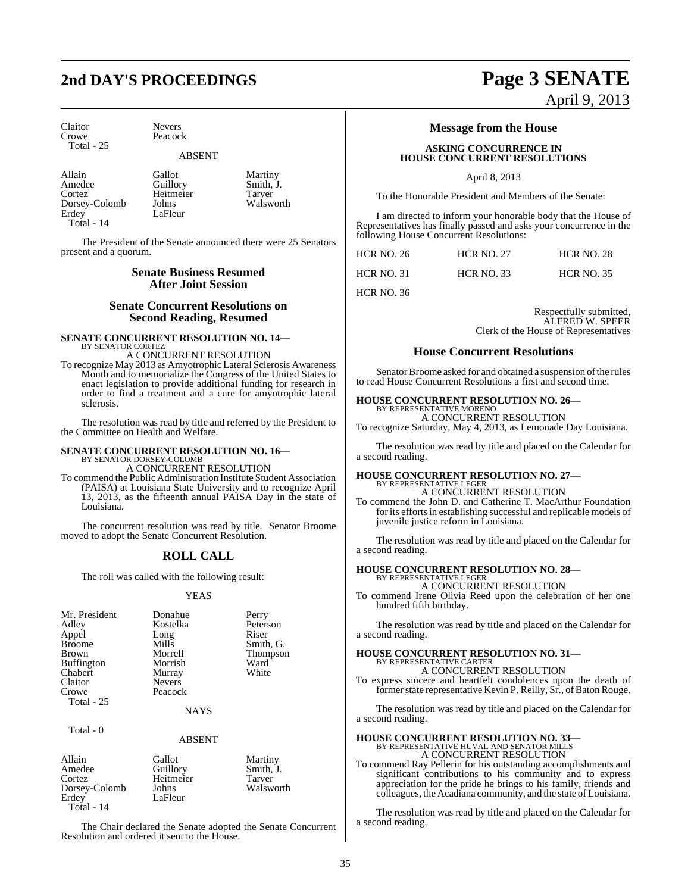| | | |
|---|---|---|
| Claitor | Nevers | |
| Crowe | Peacock | |
| Total - 25 | | |

ABSENT

| | | |
|---|---|---|
| Allain | Gallot | Martiny |
| Amedee | Guillory | Smith, J. |
| Cortez | Heitmeier | Tarver |
| Dorsey-Colomb | Johns | Walsworth |
| Erdey | LaFleur | |
| Total - 14 | | |

The President of the Senate announced there were 25 Senators present and a quorum.

## Senate Business Resumed After Joint Session

## Senate Concurrent Resolutions on Second Reading, Resumed

**SENATE CONCURRENT RESOLUTION NO. 14—**
BY SENATOR CORTEZ

A CONCURRENT RESOLUTION

To recognize May 2013 as Amyotrophic Lateral Sclerosis Awareness Month and to memorialize the Congress of the United States to enact legislation to provide additional funding for research in order to find a treatment and a cure for amyotrophic lateral sclerosis.

The resolution was read by title and referred by the President to the Committee on Health and Welfare.

**SENATE CONCURRENT RESOLUTION NO. 16—**
BY SENATOR DORSEY-COLOMB

A CONCURRENT RESOLUTION

To commend the Public Administration Institute Student Association (PAISA) at Louisiana State University and to recognize April 13, 2013, as the fifteenth annual PAISA Day in the state of Louisiana.

The concurrent resolution was read by title. Senator Broome moved to adopt the Senate Concurrent Resolution.

## ROLL CALL

The roll was called with the following result:

YEAS

| | | |
|---|---|---|
| Mr. President | Donahue | Perry |
| Adley | Kostelka | Peterson |
| Appel | Long | Riser |
| Broome | Mills | Smith, G. |
| Brown | Morrell | Thompson |
| Buffington | Morrish | Ward |
| Chabert | Murray | White |
| Claitor | Nevers | |
| Crowe | Peacock | |
| Total - 25 | | |

NAYS

Total - 0

ABSENT

| | | |
|---|---|---|
| Allain | Gallot | Martiny |
| Amedee | Guillory | Smith, J. |
| Cortez | Heitmeier | Tarver |
| Dorsey-Colomb | Johns | Walsworth |
| Erdey | LaFleur | |
| Total - 14 | | |

The Chair declared the Senate adopted the Senate Concurrent Resolution and ordered it sent to the House.

## Message from the House

**ASKING CONCURRENCE IN HOUSE CONCURRENT RESOLUTIONS**

April 8, 2013

To the Honorable President and Members of the Senate:

I am directed to inform your honorable body that the House of Representatives has finally passed and asks your concurrence in the following House Concurrent Resolutions:

| | | |
|---|---|---|
| HCR NO. 26 | HCR NO. 27 | HCR NO. 28 |
| HCR NO. 31 | HCR NO. 33 | HCR NO. 35 |
| HCR NO. 36 | | |

Respectfully submitted,
ALFRED W. SPEER
Clerk of the House of Representatives

## House Concurrent Resolutions

Senator Broome asked for and obtained a suspension of the rules to read House Concurrent Resolutions a first and second time.

**HOUSE CONCURRENT RESOLUTION NO. 26—**
BY REPRESENTATIVE MORENO

A CONCURRENT RESOLUTION

To recognize Saturday, May 4, 2013, as Lemonade Day Louisiana.

The resolution was read by title and placed on the Calendar for a second reading.

**HOUSE CONCURRENT RESOLUTION NO. 27—**
BY REPRESENTATIVE LEGER

A CONCURRENT RESOLUTION

To commend the John D. and Catherine T. MacArthur Foundation for its efforts in establishing successful and replicable models of juvenile justice reform in Louisiana.

The resolution was read by title and placed on the Calendar for a second reading.

**HOUSE CONCURRENT RESOLUTION NO. 28—**
BY REPRESENTATIVE LEGER

A CONCURRENT RESOLUTION

To commend Irene Olivia Reed upon the celebration of her one hundred fifth birthday.

The resolution was read by title and placed on the Calendar for a second reading.

**HOUSE CONCURRENT RESOLUTION NO. 31—**
BY REPRESENTATIVE CARTER

A CONCURRENT RESOLUTION

To express sincere and heartfelt condolences upon the death of former state representative Kevin P. Reilly, Sr., of Baton Rouge.

The resolution was read by title and placed on the Calendar for a second reading.

**HOUSE CONCURRENT RESOLUTION NO. 33—**
BY REPRESENTATIVE HUVAL AND SENATOR MILLS

A CONCURRENT RESOLUTION

To commend Ray Pellerin for his outstanding accomplishments and significant contributions to his community and to express appreciation for the pride he brings to his family, friends and colleagues, the Acadiana community, and the state of Louisiana.

The resolution was read by title and placed on the Calendar for a second reading.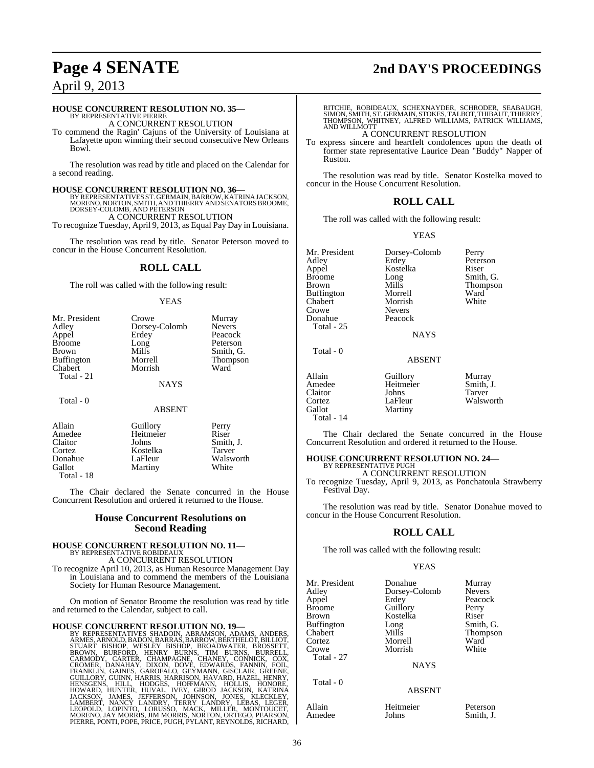### HOUSE CONCURRENT RESOLUTION NO. 35—

BY REPRESENTATIVE PIERRE

A CONCURRENT RESOLUTION

To commend the Ragin' Cajuns of the University of Louisiana at Lafayette upon winning their second consecutive New Orleans Bowl.

The resolution was read by title and placed on the Calendar for a second reading.

### HOUSE CONCURRENT RESOLUTION NO. 36—

BY REPRESENTATIVES ST. GERMAIN, BARROW, KATRINA JACKSON, MORENO, NORTON, SMITH, AND THIERRY AND SENATORS BROOME, DORSEY-COLOMB, AND PETERSON

A CONCURRENT RESOLUTION

To recognize Tuesday, April 9, 2013, as Equal Pay Day in Louisiana.

The resolution was read by title. Senator Peterson moved to concur in the House Concurrent Resolution.

## ROLL CALL

The roll was called with the following result:

YEAS

| | | |
|---|---|---|
| Mr. President | Crowe | Murray |
| Adley | Dorsey-Colomb | Nevers |
| Appel | Erdey | Peacock |
| Broome | Long | Peterson |
| Brown | Mills | Smith, G. |
| Buffington | Morrell | Thompson |
| Chabert | Morrish | Ward |
| Total - 21 | | |

NAYS

Total - 0

ABSENT

| | | |
|---|---|---|
| Allain | Guillory | Perry |
| Amedee | Heitmeier | Riser |
| Claitor | Johns | Smith, J. |
| Cortez | Kostelka | Tarver |
| Donahue | LaFleur | Walsworth |
| Gallot | Martiny | White |
| Total - 18 | | |

The Chair declared the Senate concurred in the House Concurrent Resolution and ordered it returned to the House.

## House Concurrent Resolutions on Second Reading

### HOUSE CONCURRENT RESOLUTION NO. 11—

BY REPRESENTATIVE ROBIDEAUX

A CONCURRENT RESOLUTION

To recognize April 10, 2013, as Human Resource Management Day in Louisiana and to commend the members of the Louisiana Society for Human Resource Management.

On motion of Senator Broome the resolution was read by title and returned to the Calendar, subject to call.

### HOUSE CONCURRENT RESOLUTION NO. 19—

BY REPRESENTATIVES SHADOIN, ABRAMSON, ADAMS, ANDERS, ARMES, ARNOLD, BADON, BARRAS, BARROW, BERTHELOT, BILLIOT, STUART BISHOP, WESLEY BISHOP, BROADWATER, BROSSETT, BROWN, BURFORD, HENRY BURNS, TIM BURNS, BURRELL, CARMODY, CARTER, CHAMPAGNE, CHANEY, CONNICK, COX, CROMER, DANAHAY, DIXON, DOVE, EDWARDS, FANNIN, FOIL, FRANKLIN, GAINES, GAROFALO, GEYMANN, GISCLAIR, GREENE, GUILLORY, GUINN, HARRIS, HARRISON, HAVARD, HAZEL, HENRY, HENSGENS, HILL, HODGES, HOFFMANN, HOLLIS, HONORE, HOWARD, HUNTER, HUVAL, IVEY, GIROD JACKSON, KATRINA JACKSON, JAMES, JEFFERSON, JOHNSON, JONES, KLECKLEY, LAMBERT, NANCY LANDRY, TERRY LANDRY, LEBAS, LEGER, LEOPOLD, LOPINTO, LORUSSO, MACK, MILLER, MONTOUCET, MORENO, JAY MORRIS, JIM MORRIS, NORTON, ORTEGO, PEARSON, PIERRE, PONTI, POPE, PRICE, PUGH, PYLANT, REYNOLDS, RICHARD, RITCHIE, ROBIDEAUX, SCHEXNAYDER, SCHRODER, SEABAUGH, SIMON, SMITH, ST. GERMAIN, STOKES, TALBOT, THIBAUT, THIERRY, THOMPSON, WHITNEY, ALFRED WILLIAMS, PATRICK WILLIAMS, AND WILLMOTT

A CONCURRENT RESOLUTION

To express sincere and heartfelt condolences upon the death of former state representative Laurice Dean "Buddy" Napper of Ruston.

The resolution was read by title. Senator Kostelka moved to concur in the House Concurrent Resolution.

## ROLL CALL

The roll was called with the following result:

YEAS

| | | |
|---|---|---|
| Mr. President | Dorsey-Colomb | Perry |
| Adley | Erdey | Peterson |
| Appel | Kostelka | Riser |
| Broome | Long | Smith, G. |
| Brown | Mills | Thompson |
| Buffington | Morrell | Ward |
| Chabert | Morrish | White |
| Crowe | Nevers | |
| Donahue | Peacock | |
| Total - 25 | | |

NAYS

Total - 0

ABSENT

| | | |
|---|---|---|
| Allain | Guillory | Murray |
| Amedee | Heitmeier | Smith, J. |
| Claitor | Johns | Tarver |
| Cortez | LaFleur | Walsworth |
| Gallot | Martiny | |
| Total - 14 | | |

The Chair declared the Senate concurred in the House Concurrent Resolution and ordered it returned to the House.

### HOUSE CONCURRENT RESOLUTION NO. 24—

BY REPRESENTATIVE PUGH

A CONCURRENT RESOLUTION

To recognize Tuesday, April 9, 2013, as Ponchatoula Strawberry Festival Day.

The resolution was read by title. Senator Donahue moved to concur in the House Concurrent Resolution.

## ROLL CALL

The roll was called with the following result:

YEAS

| | | |
|---|---|---|
| Mr. President | Donahue | Murray |
| Adley | Dorsey-Colomb | Nevers |
| Appel | Erdey | Peacock |
| Broome | Guillory | Perry |
| Brown | Kostelka | Riser |
| Buffington | Long | Smith, G. |
| Chabert | Mills | Thompson |
| Cortez | Morrell | Ward |
| Crowe | Morrish | White |
| Total - 27 | | |

NAYS

Total - 0

ABSENT

| | | |
|---|---|---|
| Allain | Heitmeier | Peterson |
| Amedee | Johns | Smith, J. |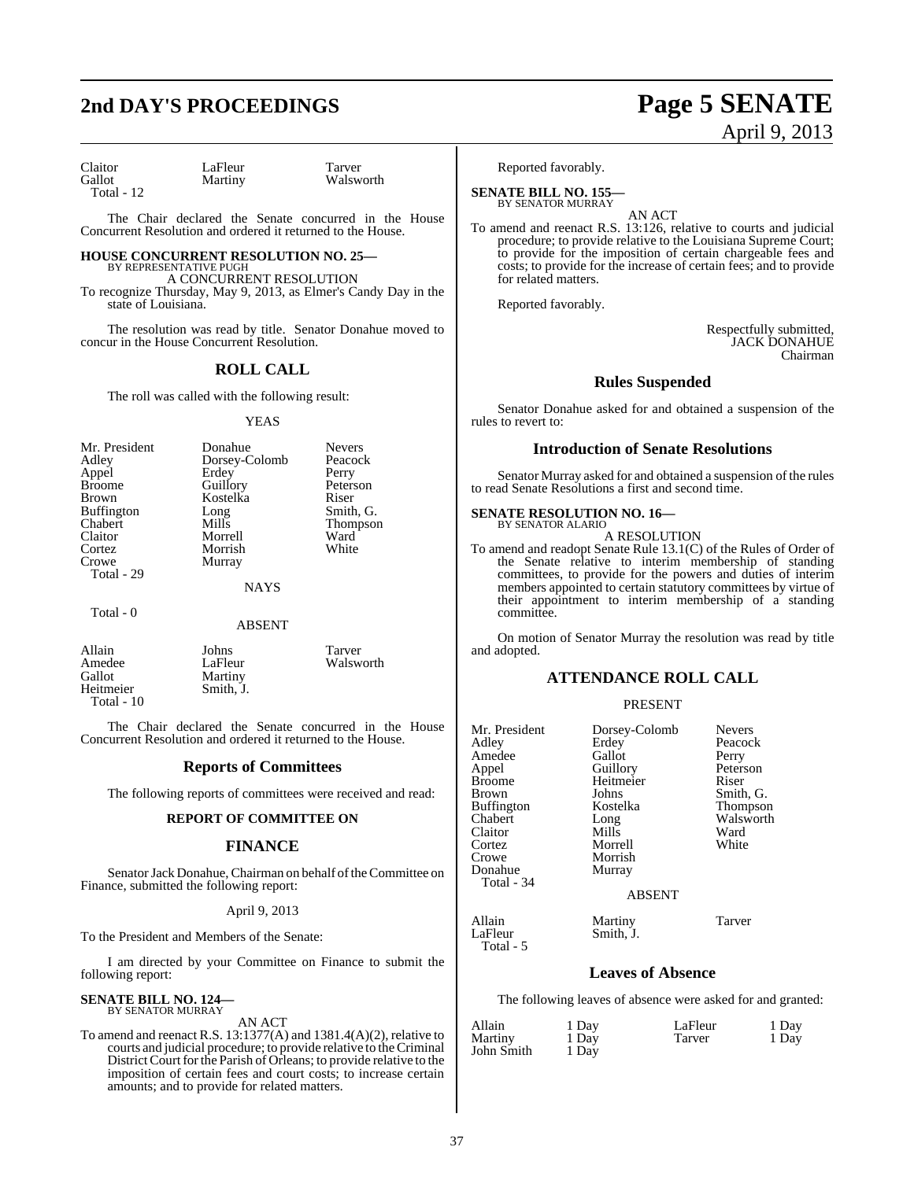| | | |
|---|---|---|
| Claitor | LaFleur | Tarver |
| Gallot | Martiny | Walsworth |
| Total - 12 | | |

The Chair declared the Senate concurred in the House Concurrent Resolution and ordered it returned to the House.

**HOUSE CONCURRENT RESOLUTION NO. 25—**
BY REPRESENTATIVE PUGH
A CONCURRENT RESOLUTION
To recognize Thursday, May 9, 2013, as Elmer's Candy Day in the state of Louisiana.

The resolution was read by title. Senator Donahue moved to concur in the House Concurrent Resolution.

## ROLL CALL

The roll was called with the following result:

YEAS

| | | |
|---|---|---|
| Mr. President | Donahue | Nevers |
| Adley | Dorsey-Colomb | Peacock |
| Appel | Erdey | Perry |
| Broome | Guillory | Peterson |
| Brown | Kostelka | Riser |
| Buffington | Long | Smith, G. |
| Chabert | Mills | Thompson |
| Claitor | Morrell | Ward |
| Cortez | Morrish | White |
| Crowe | Murray | |
| Total - 29 | | |

NAYS

Total - 0

ABSENT

| | | |
|---|---|---|
| Allain | Johns | Tarver |
| Amedee | LaFleur | Walsworth |
| Gallot | Martiny | |
| Heitmeier | Smith, J. | |
| Total - 10 | | |

The Chair declared the Senate concurred in the House Concurrent Resolution and ordered it returned to the House.

## Reports of Committees

The following reports of committees were received and read:

### REPORT OF COMMITTEE ON

## FINANCE

Senator Jack Donahue, Chairman on behalf of the Committee on Finance, submitted the following report:

April 9, 2013

To the President and Members of the Senate:

I am directed by your Committee on Finance to submit the following report:

**SENATE BILL NO. 124—**
BY SENATOR MURRAY
AN ACT
To amend and reenact R.S. 13:1377(A) and 1381.4(A)(2), relative to courts and judicial procedure; to provide relative to the Criminal District Court for the Parish of Orleans; to provide relative to the imposition of certain fees and court costs; to increase certain amounts; and to provide for related matters.

Reported favorably.

**SENATE BILL NO. 155—**
BY SENATOR MURRAY
AN ACT
To amend and reenact R.S. 13:126, relative to courts and judicial procedure; to provide relative to the Louisiana Supreme Court; to provide for the imposition of certain chargeable fees and costs; to provide for the increase of certain fees; and to provide for related matters.

Reported favorably.

Respectfully submitted,
JACK DONAHUE
Chairman

## Rules Suspended

Senator Donahue asked for and obtained a suspension of the rules to revert to:

## Introduction of Senate Resolutions

Senator Murray asked for and obtained a suspension of the rules to read Senate Resolutions a first and second time.

**SENATE RESOLUTION NO. 16—**
BY SENATOR ALARIO
A RESOLUTION
To amend and readopt Senate Rule 13.1(C) of the Rules of Order of the Senate relative to interim membership of standing committees, to provide for the powers and duties of interim members appointed to certain statutory committees by virtue of their appointment to interim membership of a standing committee.

On motion of Senator Murray the resolution was read by title and adopted.

## ATTENDANCE ROLL CALL

PRESENT

| | | |
|---|---|---|
| Mr. President | Dorsey-Colomb | Nevers |
| Adley | Erdey | Peacock |
| Amedee | Gallot | Perry |
| Appel | Guillory | Peterson |
| Broome | Heitmeier | Riser |
| Brown | Johns | Smith, G. |
| Buffington | Kostelka | Thompson |
| Chabert | Long | Walsworth |
| Claitor | Mills | Ward |
| Cortez | Morrell | White |
| Crowe | Morrish | |
| Donahue | Murray | |
| Total - 34 | | |

ABSENT

| | | |
|---|---|---|
| Allain | Martiny | Tarver |
| LaFleur | Smith, J. | |
| Total - 5 | | |

## Leaves of Absence

The following leaves of absence were asked for and granted:

| | | | |
|---|---|---|---|
| Allain | 1 Day | LaFleur | 1 Day |
| Martiny | 1 Day | Tarver | 1 Day |
| John Smith | 1 Day | | |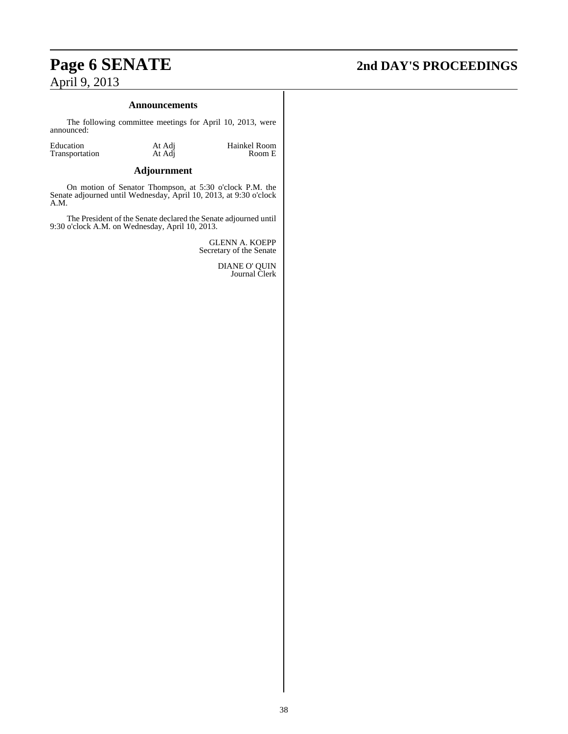### Announcements

The following committee meetings for April 10, 2013, were announced:

| | | |
|---|---|---|
| Education | At Adj | Hainkel Room |
| Transportation | At Adj | Room E |

### Adjournment

On motion of Senator Thompson, at 5:30 o'clock P.M. the Senate adjourned until Wednesday, April 10, 2013, at 9:30 o'clock A.M.

The President of the Senate declared the Senate adjourned until 9:30 o'clock A.M. on Wednesday, April 10, 2013.

GLENN A. KOEPP
Secretary of the Senate

DIANE O' QUIN
Journal Clerk